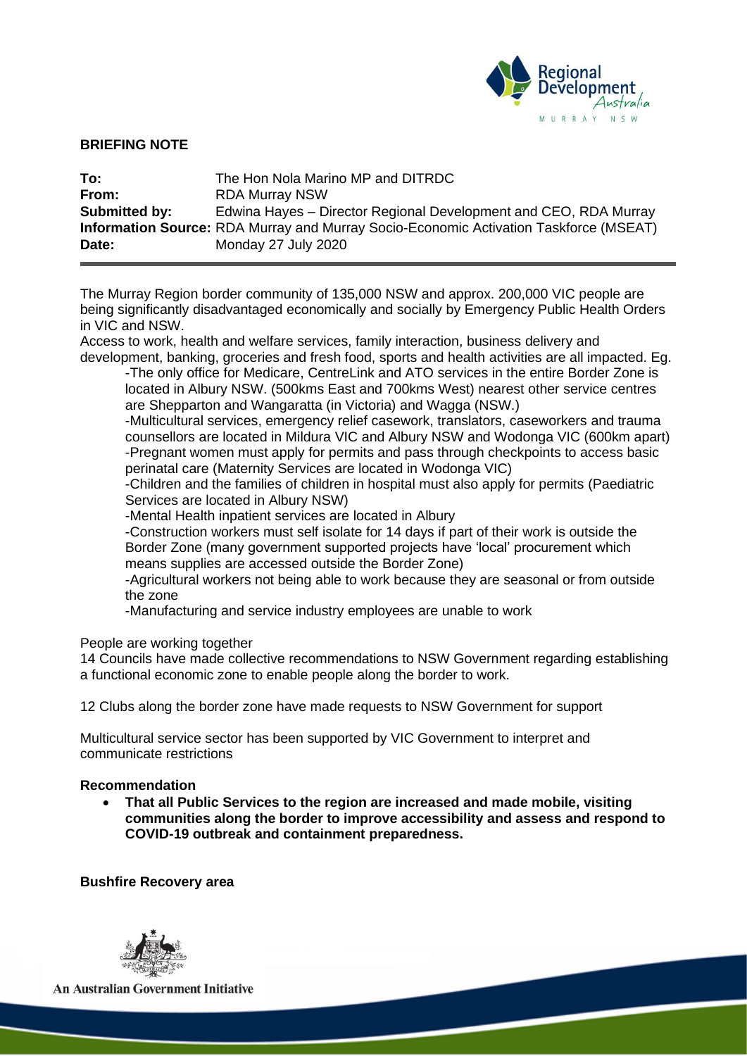## BRIEFING NOTE

**To:** The Hon Nola Marino MP and DITRDC
**From:** RDA Murray NSW
**Submitted by:** Edwina Hayes – Director Regional Development and CEO, RDA Murray
**Information Source:** RDA Murray and Murray Socio-Economic Activation Taskforce (MSEAT)
**Date:** Monday 27 July 2020

---

The Murray Region border community of 135,000 NSW and approx. 200,000 VIC people are being significantly disadvantaged economically and socially by Emergency Public Health Orders in VIC and NSW.

Access to work, health and welfare services, family interaction, business delivery and development, banking, groceries and fresh food, sports and health activities are all impacted. Eg.

- The only office for Medicare, CentreLink and ATO services in the entire Border Zone is located in Albury NSW. (500kms East and 700kms West) nearest other service centres are Shepparton and Wangaratta (in Victoria) and Wagga (NSW.)
- Multicultural services, emergency relief casework, translators, caseworkers and trauma counsellors are located in Mildura VIC and Albury NSW and Wodonga VIC (600km apart)
- Pregnant women must apply for permits and pass through checkpoints to access basic perinatal care (Maternity Services are located in Wodonga VIC)
- Children and the families of children in hospital must also apply for permits (Paediatric Services are located in Albury NSW)
- Mental Health inpatient services are located in Albury
- Construction workers must self isolate for 14 days if part of their work is outside the Border Zone (many government supported projects have 'local' procurement which means supplies are accessed outside the Border Zone)
- Agricultural workers not being able to work because they are seasonal or from outside the zone
- Manufacturing and service industry employees are unable to work

People are working together

14 Councils have made collective recommendations to NSW Government regarding establishing a functional economic zone to enable people along the border to work.

12 Clubs along the border zone have made requests to NSW Government for support

Multicultural service sector has been supported by VIC Government to interpret and communicate restrictions

**Recommendation**

- **That all Public Services to the region are increased and made mobile, visiting communities along the border to improve accessibility and assess and respond to COVID-19 outbreak and containment preparedness.**

**Bushfire Recovery area**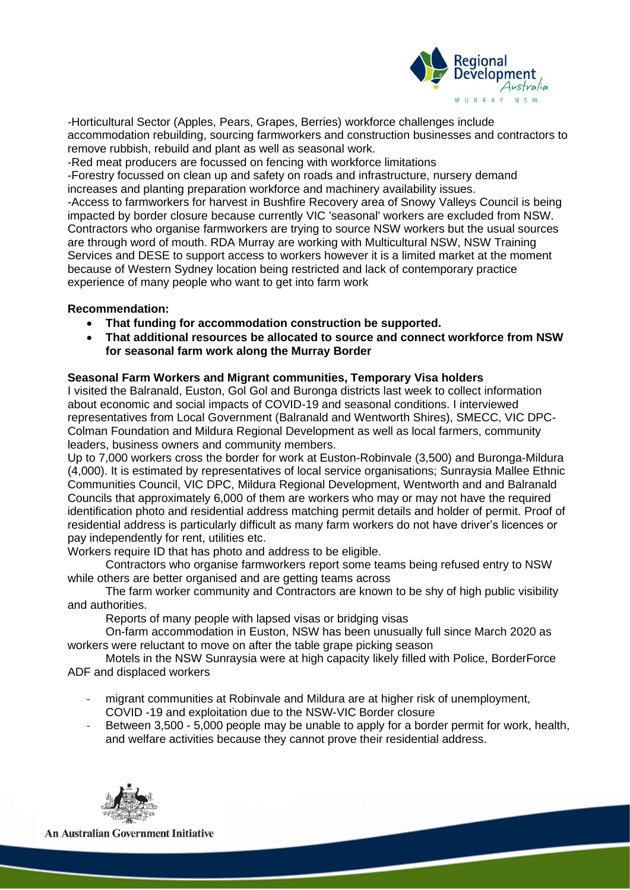-Horticultural Sector (Apples, Pears, Grapes, Berries) workforce challenges include accommodation rebuilding, sourcing farmworkers and construction businesses and contractors to remove rubbish, rebuild and plant as well as seasonal work.
-Red meat producers are focussed on fencing with workforce limitations
-Forestry focussed on clean up and safety on roads and infrastructure, nursery demand increases and planting preparation workforce and machinery availability issues.
-Access to farmworkers for harvest in Bushfire Recovery area of Snowy Valleys Council is being impacted by border closure because currently VIC 'seasonal' workers are excluded from NSW. Contractors who organise farmworkers are trying to source NSW workers but the usual sources are through word of mouth. RDA Murray are working with Multicultural NSW, NSW Training Services and DESE to support access to workers however it is a limited market at the moment because of Western Sydney location being restricted and lack of contemporary practice experience of many people who want to get into farm work

**Recommendation:**

- **That funding for accommodation construction be supported.**
- **That additional resources be allocated to source and connect workforce from NSW for seasonal farm work along the Murray Border**

**Seasonal Farm Workers and Migrant communities, Temporary Visa holders**

I visited the Balranald, Euston, Gol Gol and Buronga districts last week to collect information about economic and social impacts of COVID-19 and seasonal conditions. I interviewed representatives from Local Government (Balranald and Wentworth Shires), SMECC, VIC DPC-Colman Foundation and Mildura Regional Development as well as local farmers, community leaders, business owners and community members.

Up to 7,000 workers cross the border for work at Euston-Robinvale (3,500) and Buronga-Mildura (4,000). It is estimated by representatives of local service organisations; Sunraysia Mallee Ethnic Communities Council, VIC DPC, Mildura Regional Development, Wentworth and and Balranald Councils that approximately 6,000 of them are workers who may or may not have the required identification photo and residential address matching permit details and holder of permit. Proof of residential address is particularly difficult as many farm workers do not have driver's licences or pay independently for rent, utilities etc.

Workers require ID that has photo and address to be eligible.

Contractors who organise farmworkers report some teams being refused entry to NSW while others are better organised and are getting teams across

The farm worker community and Contractors are known to be shy of high public visibility and authorities.

Reports of many people with lapsed visas or bridging visas

On-farm accommodation in Euston, NSW has been unusually full since March 2020 as workers were reluctant to move on after the table grape picking season

Motels in the NSW Sunraysia were at high capacity likely filled with Police, BorderForce ADF and displaced workers

- migrant communities at Robinvale and Mildura are at higher risk of unemployment, COVID -19 and exploitation due to the NSW-VIC Border closure
- Between 3,500 - 5,000 people may be unable to apply for a border permit for work, health, and welfare activities because they cannot prove their residential address.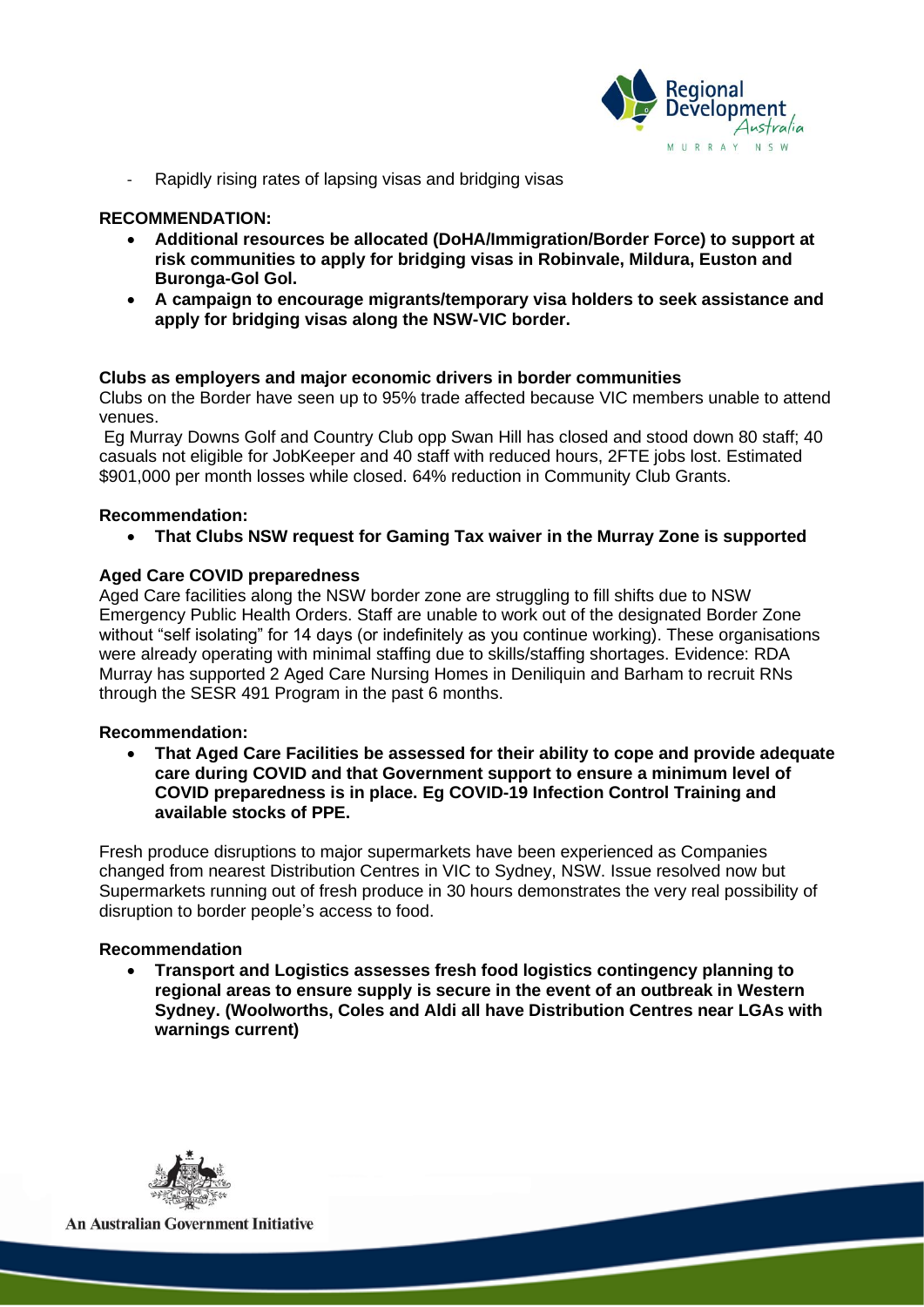- Rapidly rising rates of lapsing visas and bridging visas

**RECOMMENDATION:**

- **Additional resources be allocated (DoHA/Immigration/Border Force) to support at risk communities to apply for bridging visas in Robinvale, Mildura, Euston and Buronga-Gol Gol.**
- **A campaign to encourage migrants/temporary visa holders to seek assistance and apply for bridging visas along the NSW-VIC border.**

**Clubs as employers and major economic drivers in border communities**

Clubs on the Border have seen up to 95% trade affected because VIC members unable to attend venues.

Eg Murray Downs Golf and Country Club opp Swan Hill has closed and stood down 80 staff; 40 casuals not eligible for JobKeeper and 40 staff with reduced hours, 2FTE jobs lost. Estimated $901,000 per month losses while closed. 64% reduction in Community Club Grants.

**Recommendation:**

- **That Clubs NSW request for Gaming Tax waiver in the Murray Zone is supported**

**Aged Care COVID preparedness**

Aged Care facilities along the NSW border zone are struggling to fill shifts due to NSW Emergency Public Health Orders. Staff are unable to work out of the designated Border Zone without "self isolating" for 14 days (or indefinitely as you continue working). These organisations were already operating with minimal staffing due to skills/staffing shortages. Evidence: RDA Murray has supported 2 Aged Care Nursing Homes in Deniliquin and Barham to recruit RNs through the SESR 491 Program in the past 6 months.

**Recommendation:**

- **That Aged Care Facilities be assessed for their ability to cope and provide adequate care during COVID and that Government support to ensure a minimum level of COVID preparedness is in place. Eg COVID-19 Infection Control Training and available stocks of PPE.**

Fresh produce disruptions to major supermarkets have been experienced as Companies changed from nearest Distribution Centres in VIC to Sydney, NSW. Issue resolved now but Supermarkets running out of fresh produce in 30 hours demonstrates the very real possibility of disruption to border people's access to food.

**Recommendation**

- **Transport and Logistics assesses fresh food logistics contingency planning to regional areas to ensure supply is secure in the event of an outbreak in Western Sydney. (Woolworths, Coles and Aldi all have Distribution Centres near LGAs with warnings current)**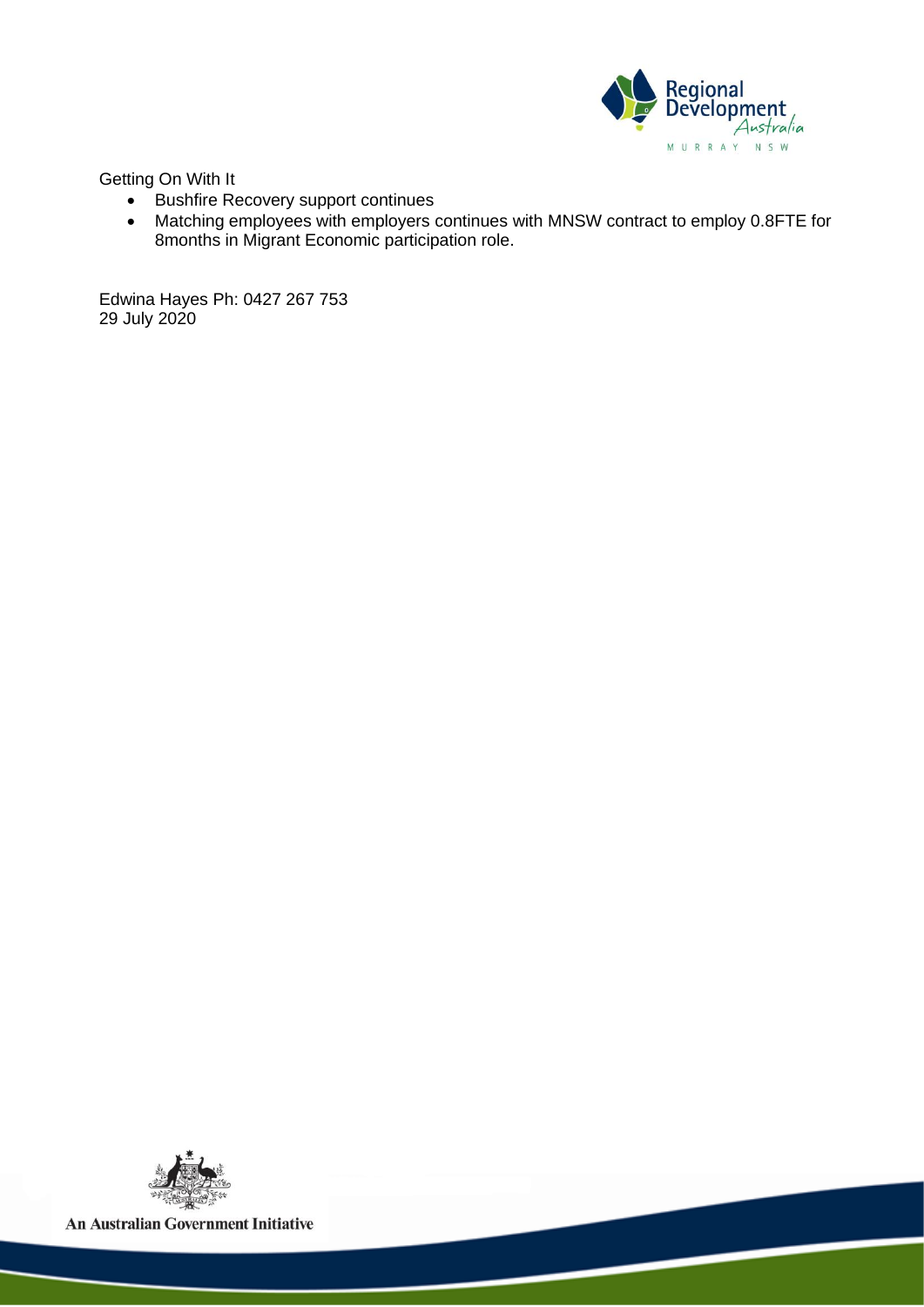Getting On With It

- Bushfire Recovery support continues
- Matching employees with employers continues with MNSW contract to employ 0.8FTE for 8months in Migrant Economic participation role.

Edwina Hayes Ph: 0427 267 753
29 July 2020